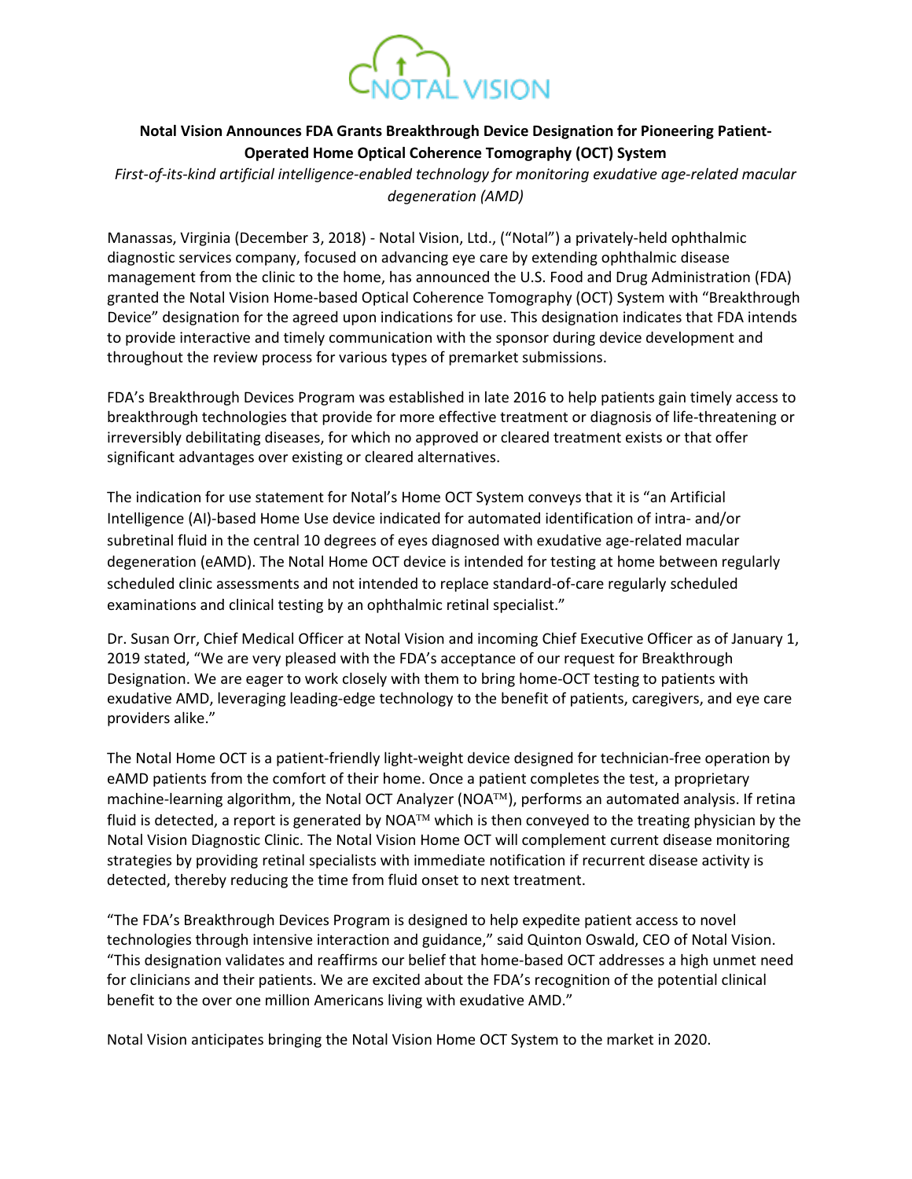**Notal Vision Announces FDA Grants Breakthrough Device Designation for Pioneering Patient-Operated Home Optical Coherence Tomography (OCT) System**

*First-of-its-kind artificial intelligence-enabled technology for monitoring exudative age-related macular degeneration (AMD)*

Manassas, Virginia (December 3, 2018) - Notal Vision, Ltd., ("Notal") a privately-held ophthalmic diagnostic services company, focused on advancing eye care by extending ophthalmic disease management from the clinic to the home, has announced the U.S. Food and Drug Administration (FDA) granted the Notal Vision Home-based Optical Coherence Tomography (OCT) System with "Breakthrough Device" designation for the agreed upon indications for use. This designation indicates that FDA intends to provide interactive and timely communication with the sponsor during device development and throughout the review process for various types of premarket submissions.

FDA's Breakthrough Devices Program was established in late 2016 to help patients gain timely access to breakthrough technologies that provide for more effective treatment or diagnosis of life-threatening or irreversibly debilitating diseases, for which no approved or cleared treatment exists or that offer significant advantages over existing or cleared alternatives.

The indication for use statement for Notal's Home OCT System conveys that it is "an Artificial Intelligence (AI)-based Home Use device indicated for automated identification of intra- and/or subretinal fluid in the central 10 degrees of eyes diagnosed with exudative age-related macular degeneration (eAMD). The Notal Home OCT device is intended for testing at home between regularly scheduled clinic assessments and not intended to replace standard-of-care regularly scheduled examinations and clinical testing by an ophthalmic retinal specialist."

Dr. Susan Orr, Chief Medical Officer at Notal Vision and incoming Chief Executive Officer as of January 1, 2019 stated, "We are very pleased with the FDA's acceptance of our request for Breakthrough Designation. We are eager to work closely with them to bring home-OCT testing to patients with exudative AMD, leveraging leading-edge technology to the benefit of patients, caregivers, and eye care providers alike."

The Notal Home OCT is a patient-friendly light-weight device designed for technician-free operation by eAMD patients from the comfort of their home. Once a patient completes the test, a proprietary machine-learning algorithm, the Notal OCT Analyzer (NOA™), performs an automated analysis. If retina fluid is detected, a report is generated by NOA™ which is then conveyed to the treating physician by the Notal Vision Diagnostic Clinic. The Notal Vision Home OCT will complement current disease monitoring strategies by providing retinal specialists with immediate notification if recurrent disease activity is detected, thereby reducing the time from fluid onset to next treatment.

"The FDA's Breakthrough Devices Program is designed to help expedite patient access to novel technologies through intensive interaction and guidance," said Quinton Oswald, CEO of Notal Vision. "This designation validates and reaffirms our belief that home-based OCT addresses a high unmet need for clinicians and their patients. We are excited about the FDA's recognition of the potential clinical benefit to the over one million Americans living with exudative AMD."

Notal Vision anticipates bringing the Notal Vision Home OCT System to the market in 2020.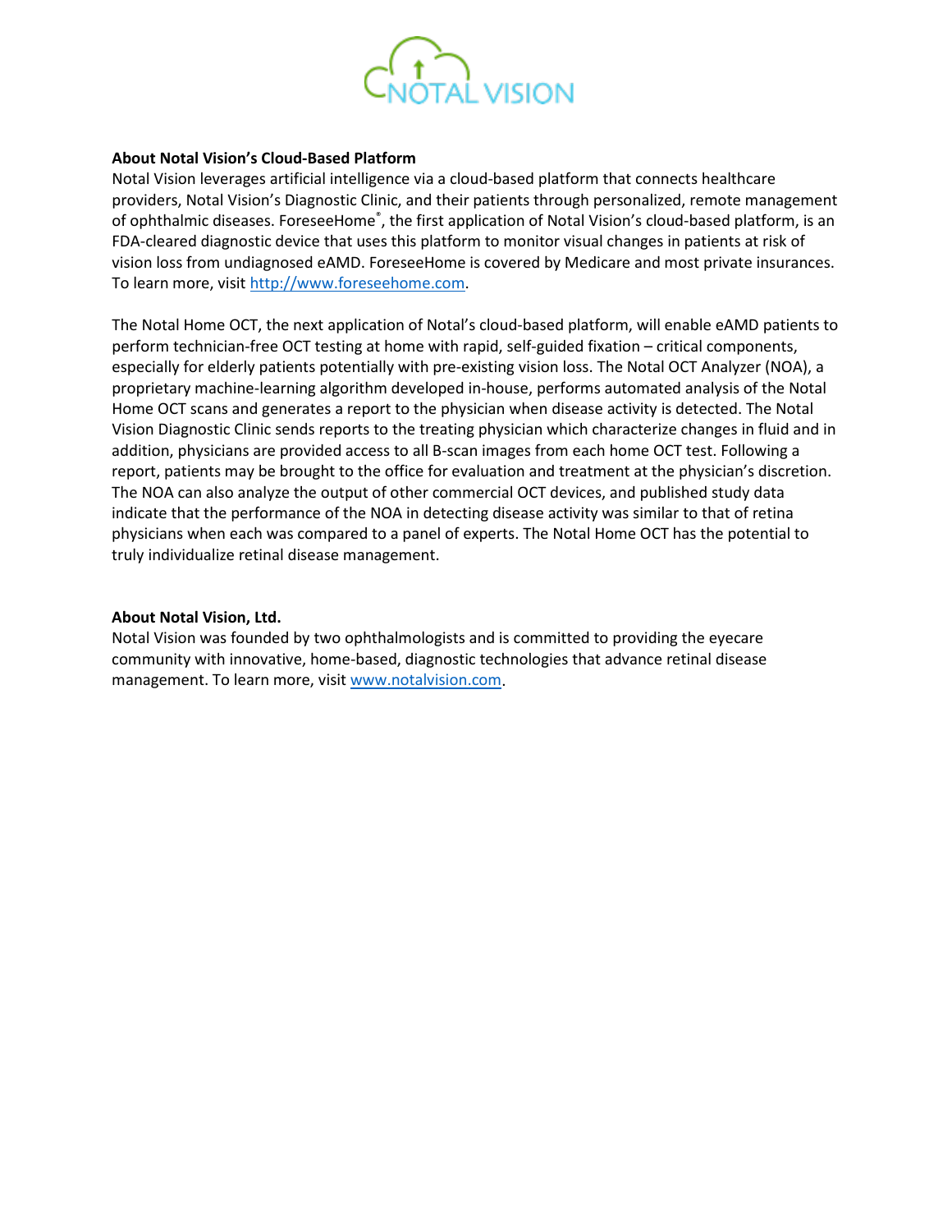**About Notal Vision's Cloud-Based Platform**

Notal Vision leverages artificial intelligence via a cloud-based platform that connects healthcare providers, Notal Vision's Diagnostic Clinic, and their patients through personalized, remote management of ophthalmic diseases. ForeseeHome®, the first application of Notal Vision's cloud-based platform, is an FDA-cleared diagnostic device that uses this platform to monitor visual changes in patients at risk of vision loss from undiagnosed eAMD. ForeseeHome is covered by Medicare and most private insurances. To learn more, visit http://www.foreseehome.com.

The Notal Home OCT, the next application of Notal's cloud-based platform, will enable eAMD patients to perform technician-free OCT testing at home with rapid, self-guided fixation – critical components, especially for elderly patients potentially with pre-existing vision loss. The Notal OCT Analyzer (NOA), a proprietary machine-learning algorithm developed in-house, performs automated analysis of the Notal Home OCT scans and generates a report to the physician when disease activity is detected. The Notal Vision Diagnostic Clinic sends reports to the treating physician which characterize changes in fluid and in addition, physicians are provided access to all B-scan images from each home OCT test. Following a report, patients may be brought to the office for evaluation and treatment at the physician's discretion. The NOA can also analyze the output of other commercial OCT devices, and published study data indicate that the performance of the NOA in detecting disease activity was similar to that of retina physicians when each was compared to a panel of experts. The Notal Home OCT has the potential to truly individualize retinal disease management.

**About Notal Vision, Ltd.**

Notal Vision was founded by two ophthalmologists and is committed to providing the eyecare community with innovative, home-based, diagnostic technologies that advance retinal disease management. To learn more, visit www.notalvision.com.